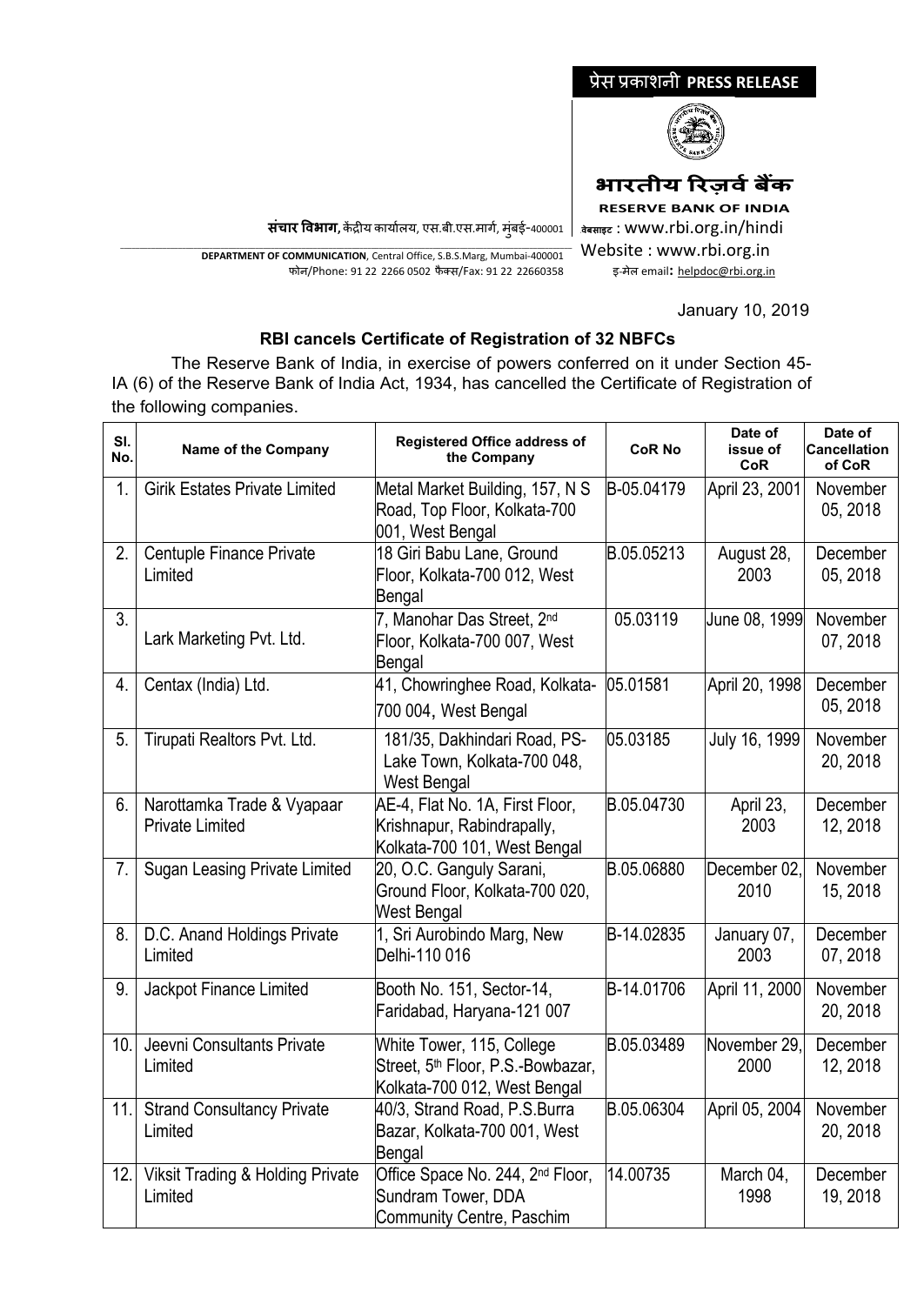प्रेस प्रकाशनी **PRESS RELEASE**

**भारतीय रिज़र्व बैंक**

**RESERVE BANK OF INDIA**

**संचार विभाग**, केंद्रीय कार्यालय, एस.बी.एस.मार्ग, मुंबई-400001

वेबसाइट : www.rbi.org.in/hindi

**DEPARTMENT OF COMMUNICATION**, Central Office, S.B.S.Marg, Mumbai-400001

Website : www.rbi.org.in

फोन/Phone: 91 22 2266 0502 फैक्स/Fax: 91 22 22660358

इ-मेल email: helpdoc@rbi.org.in

January 10, 2019

**RBI cancels Certificate of Registration of 32 NBFCs**

The Reserve Bank of India, in exercise of powers conferred on it under Section 45-IA (6) of the Reserve Bank of India Act, 1934, has cancelled the Certificate of Registration of the following companies.

| Sl. No. | Name of the Company | Registered Office address of the Company | CoR No | Date of issue of CoR | Date of Cancellation of CoR |
|---|---|---|---|---|---|
| 1. | Girik Estates Private Limited | Metal Market Building, 157, N S Road, Top Floor, Kolkata-700 001, West Bengal | B-05.04179 | April 23, 2001 | November 05, 2018 |
| 2. | Centuple Finance Private Limited | 18 Giri Babu Lane, Ground Floor, Kolkata-700 012, West Bengal | B.05.05213 | August 28, 2003 | December 05, 2018 |
| 3. | Lark Marketing Pvt. Ltd. | 7, Manohar Das Street, 2nd Floor, Kolkata-700 007, West Bengal | 05.03119 | June 08, 1999 | November 07, 2018 |
| 4. | Centax (India) Ltd. | 41, Chowringhee Road, Kolkata-700 004, West Bengal | 05.01581 | April 20, 1998 | December 05, 2018 |
| 5. | Tirupati Realtors Pvt. Ltd. | 181/35, Dakhindari Road, PS-Lake Town, Kolkata-700 048, West Bengal | 05.03185 | July 16, 1999 | November 20, 2018 |
| 6. | Narottamka Trade & Vyapaar Private Limited | AE-4, Flat No. 1A, First Floor, Krishnapur, Rabindrapally, Kolkata-700 101, West Bengal | B.05.04730 | April 23, 2003 | December 12, 2018 |
| 7. | Sugan Leasing Private Limited | 20, O.C. Ganguly Sarani, Ground Floor, Kolkata-700 020, West Bengal | B.05.06880 | December 02, 2010 | November 15, 2018 |
| 8. | D.C. Anand Holdings Private Limited | 1, Sri Aurobindo Marg, New Delhi-110 016 | B-14.02835 | January 07, 2003 | December 07, 2018 |
| 9. | Jackpot Finance Limited | Booth No. 151, Sector-14, Faridabad, Haryana-121 007 | B-14.01706 | April 11, 2000 | November 20, 2018 |
| 10. | Jeevni Consultants Private Limited | White Tower, 115, College Street, 5th Floor, P.S.-Bowbazar, Kolkata-700 012, West Bengal | B.05.03489 | November 29, 2000 | December 12, 2018 |
| 11. | Strand Consultancy Private Limited | 40/3, Strand Road, P.S.Burra Bazar, Kolkata-700 001, West Bengal | B.05.06304 | April 05, 2004 | November 20, 2018 |
| 12. | Viksit Trading & Holding Private Limited | Office Space No. 244, 2nd Floor, Sundram Tower, DDA Community Centre, Paschim | 14.00735 | March 04, 1998 | December 19, 2018 |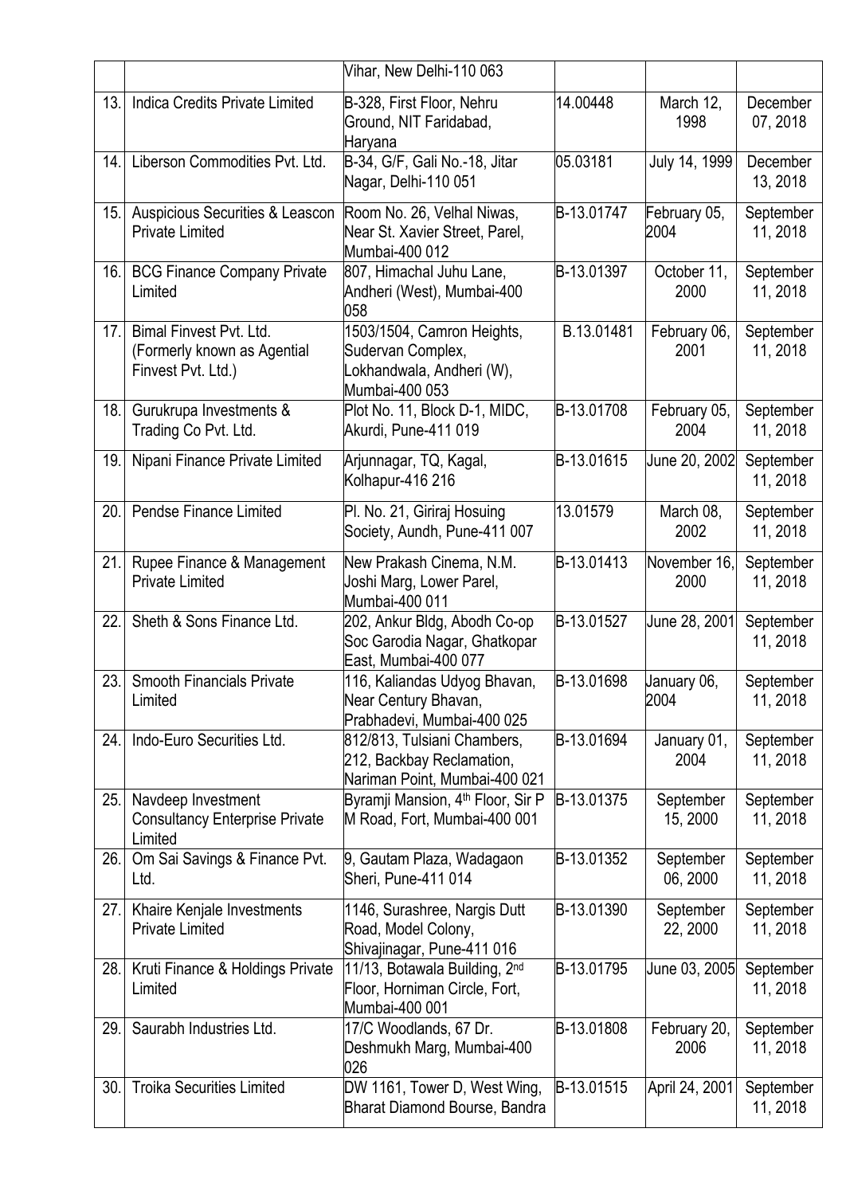|  |  | Vihar, New Delhi-110 063 |  |  |  |
|---|---|---|---|---|---|
| 13. | Indica Credits Private Limited | B-328, First Floor, Nehru Ground, NIT Faridabad, Haryana | 14.00448 | March 12, 1998 | December 07, 2018 |
| 14. | Liberson Commodities Pvt. Ltd. | B-34, G/F, Gali No.-18, Jitar Nagar, Delhi-110 051 | 05.03181 | July 14, 1999 | December 13, 2018 |
| 15. | Auspicious Securities & Leascon Private Limited | Room No. 26, Velhal Niwas, Near St. Xavier Street, Parel, Mumbai-400 012 | B-13.01747 | February 05, 2004 | September 11, 2018 |
| 16. | BCG Finance Company Private Limited | 807, Himachal Juhu Lane, Andheri (West), Mumbai-400 058 | B-13.01397 | October 11, 2000 | September 11, 2018 |
| 17. | Bimal Finvest Pvt. Ltd. (Formerly known as Agential Finvest Pvt. Ltd.) | 1503/1504, Camron Heights, Sudervan Complex, Lokhandwala, Andheri (W), Mumbai-400 053 | B.13.01481 | February 06, 2001 | September 11, 2018 |
| 18. | Gurukrupa Investments & Trading Co Pvt. Ltd. | Plot No. 11, Block D-1, MIDC, Akurdi, Pune-411 019 | B-13.01708 | February 05, 2004 | September 11, 2018 |
| 19. | Nipani Finance Private Limited | Arjunnagar, TQ, Kagal, Kolhapur-416 216 | B-13.01615 | June 20, 2002 | September 11, 2018 |
| 20. | Pendse Finance Limited | Pl. No. 21, Giriraj Hosuing Society, Aundh, Pune-411 007 | 13.01579 | March 08, 2002 | September 11, 2018 |
| 21. | Rupee Finance & Management Private Limited | New Prakash Cinema, N.M. Joshi Marg, Lower Parel, Mumbai-400 011 | B-13.01413 | November 16, 2000 | September 11, 2018 |
| 22. | Sheth & Sons Finance Ltd. | 202, Ankur Bldg, Abodh Co-op Soc Garodia Nagar, Ghatkopar East, Mumbai-400 077 | B-13.01527 | June 28, 2001 | September 11, 2018 |
| 23. | Smooth Financials Private Limited | 116, Kaliandas Udyog Bhavan, Near Century Bhavan, Prabhadevi, Mumbai-400 025 | B-13.01698 | January 06, 2004 | September 11, 2018 |
| 24. | Indo-Euro Securities Ltd. | 812/813, Tulsiani Chambers, 212, Backbay Reclamation, Nariman Point, Mumbai-400 021 | B-13.01694 | January 01, 2004 | September 11, 2018 |
| 25. | Navdeep Investment Consultancy Enterprise Private Limited | Byramji Mansion, 4th Floor, Sir P M Road, Fort, Mumbai-400 001 | B-13.01375 | September 15, 2000 | September 11, 2018 |
| 26. | Om Sai Savings & Finance Pvt. Ltd. | 9, Gautam Plaza, Wadagaon Sheri, Pune-411 014 | B-13.01352 | September 06, 2000 | September 11, 2018 |
| 27. | Khaire Kenjale Investments Private Limited | 1146, Surashree, Nargis Dutt Road, Model Colony, Shivajinagar, Pune-411 016 | B-13.01390 | September 22, 2000 | September 11, 2018 |
| 28. | Kruti Finance & Holdings Private Limited | 11/13, Botawala Building, 2nd Floor, Horniman Circle, Fort, Mumbai-400 001 | B-13.01795 | June 03, 2005 | September 11, 2018 |
| 29. | Saurabh Industries Ltd. | 17/C Woodlands, 67 Dr. Deshmukh Marg, Mumbai-400 026 | B-13.01808 | February 20, 2006 | September 11, 2018 |
| 30. | Troika Securities Limited | DW 1161, Tower D, West Wing, Bharat Diamond Bourse, Bandra | B-13.01515 | April 24, 2001 | September 11, 2018 |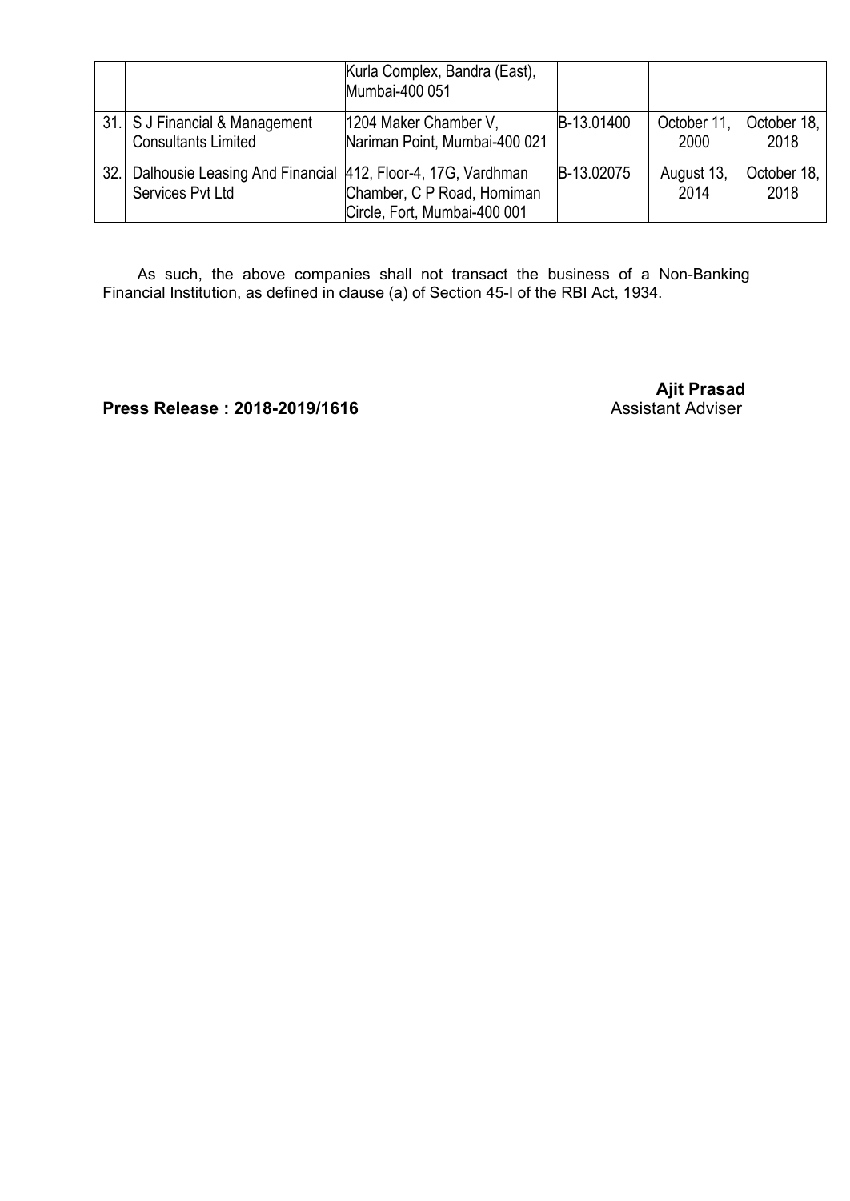| | | | | | |
|---|---|---|---|---|---|
| | | Kurla Complex, Bandra (East), Mumbai-400 051 | | | |
| 31. | S J Financial & Management Consultants Limited | 1204 Maker Chamber V, Nariman Point, Mumbai-400 021 | B-13.01400 | October 11, 2000 | October 18, 2018 |
| 32. | Dalhousie Leasing And Financial Services Pvt Ltd | 412, Floor-4, 17G, Vardhman Chamber, C P Road, Horniman Circle, Fort, Mumbai-400 001 | B-13.02075 | August 13, 2014 | October 18, 2018 |

As such, the above companies shall not transact the business of a Non-Banking Financial Institution, as defined in clause (a) of Section 45-I of the RBI Act, 1934.

**Press Release : 2018-2019/1616**

**Ajit Prasad**
Assistant Adviser